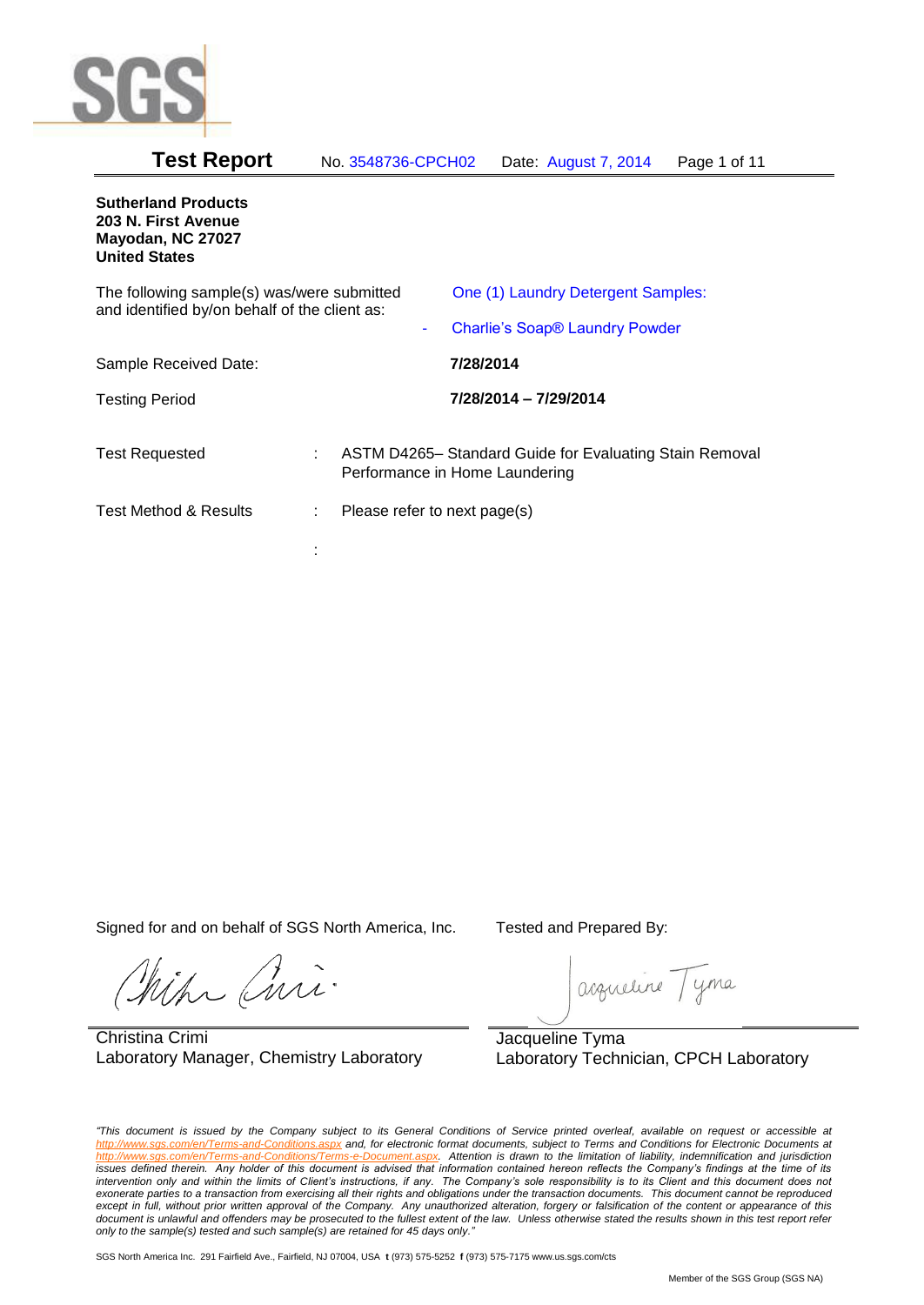# Test Report

No. 3548736-CPCH02 Date: August 7, 2014

**Sutherland Products**
**203 N. First Avenue**
**Mayodan, NC 27027**
**United States**

| | |
|---|---|
| The following sample(s) was/were submitted and identified by/on behalf of the client as: | One (1) Laundry Detergent Samples:<br>- Charlie's Soap® Laundry Powder |
| Sample Received Date: | **7/28/2014** |
| Testing Period | **7/28/2014 – 7/29/2014** |

| | | |
|---|---|---|
| Test Requested | : | ASTM D4265– Standard Guide for Evaluating Stain Removal Performance in Home Laundering |
| Test Method & Results | : | Please refer to next page(s) |
| | : | |

Signed for and on behalf of SGS North America, Inc.

Christina Crimi
Laboratory Manager, Chemistry Laboratory

Tested and Prepared By:

Jacqueline Tyma
Laboratory Technician, CPCH Laboratory

*"This document is issued by the Company subject to its General Conditions of Service printed overleaf, available on request or accessible at http://www.sgs.com/en/Terms-and-Conditions.aspx and, for electronic format documents, subject to Terms and Conditions for Electronic Documents at http://www.sgs.com/en/Terms-and-Conditions/Terms-e-Document.aspx. Attention is drawn to the limitation of liability, indemnification and jurisdiction issues defined therein. Any holder of this document is advised that information contained hereon reflects the Company's findings at the time of its intervention only and within the limits of Client's instructions, if any. The Company's sole responsibility is to its Client and this document does not exonerate parties to a transaction from exercising all their rights and obligations under the transaction documents. This document cannot be reproduced except in full, without prior written approval of the Company. Any unauthorized alteration, forgery or falsification of the content or appearance of this document is unlawful and offenders may be prosecuted to the fullest extent of the law. Unless otherwise stated the results shown in this test report refer only to the sample(s) tested and such sample(s) are retained for 45 days only."*

SGS North America Inc. 291 Fairfield Ave., Fairfield, NJ 07004, USA **t** (973) 575-5252 **f** (973) 575-7175 www.us.sgs.com/cts

Member of the SGS Group (SGS NA)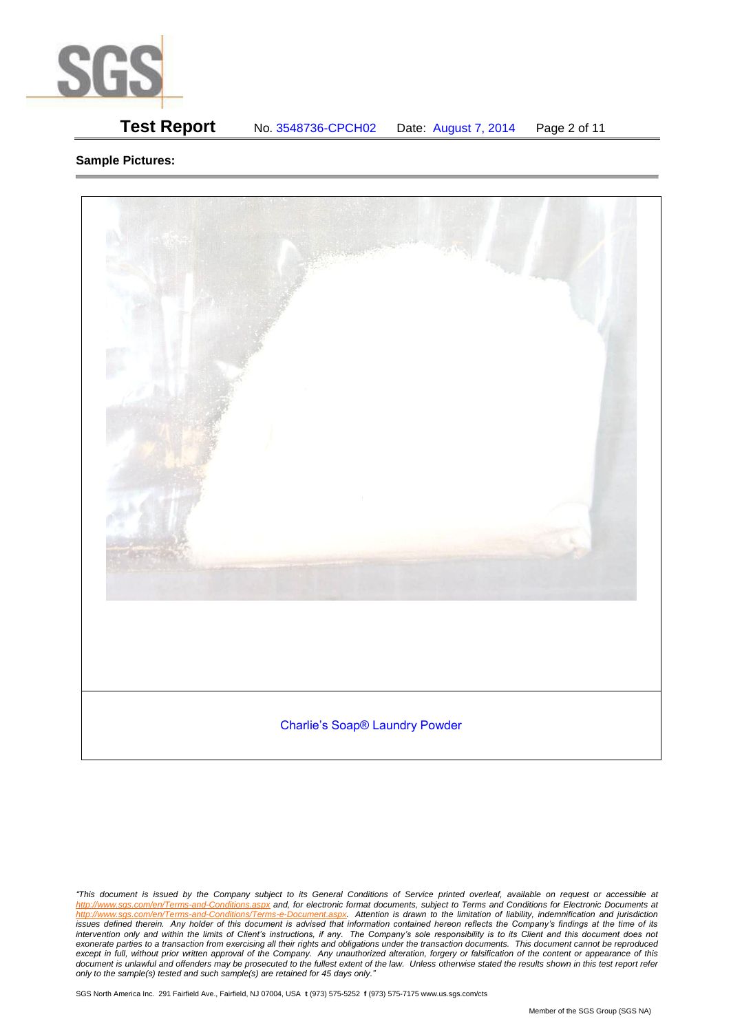**Sample Pictures:**

Charlie's Soap® Laundry Powder

*"This document is issued by the Company subject to its General Conditions of Service printed overleaf, available on request or accessible at http://www.sgs.com/en/Terms-and-Conditions.aspx and, for electronic format documents, subject to Terms and Conditions for Electronic Documents at http://www.sgs.com/en/Terms-and-Conditions/Terms-e-Document.aspx. Attention is drawn to the limitation of liability, indemnification and jurisdiction issues defined therein. Any holder of this document is advised that information contained hereon reflects the Company's findings at the time of its intervention only and within the limits of Client's instructions, if any. The Company's sole responsibility is to its Client and this document does not exonerate parties to a transaction from exercising all their rights and obligations under the transaction documents. This document cannot be reproduced except in full, without prior written approval of the Company. Any unauthorized alteration, forgery or falsification of the content or appearance of this document is unlawful and offenders may be prosecuted to the fullest extent of the law. Unless otherwise stated the results shown in this test report refer only to the sample(s) tested and such sample(s) are retained for 45 days only."*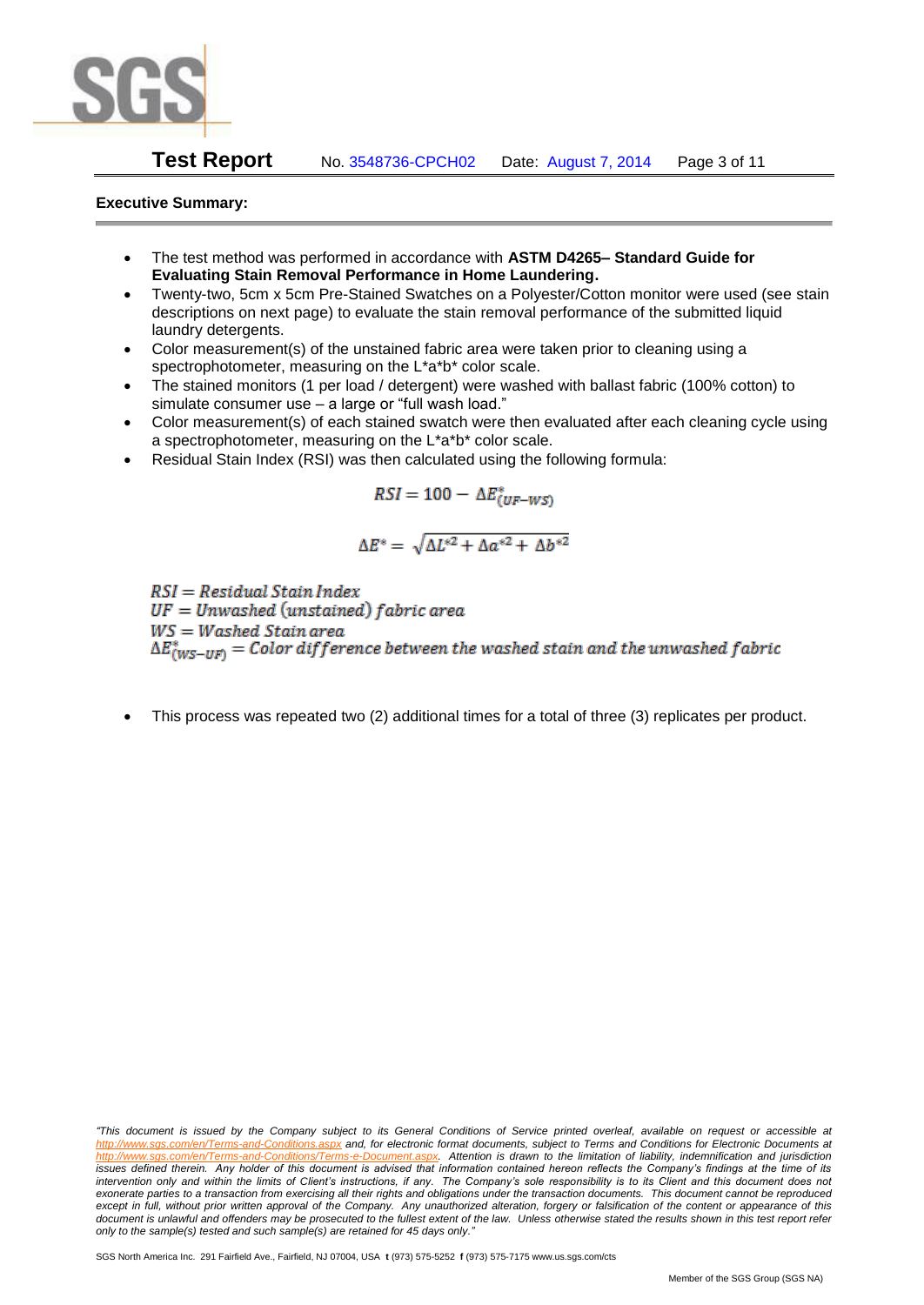**Executive Summary:**

- The test method was performed in accordance with **ASTM D4265– Standard Guide for Evaluating Stain Removal Performance in Home Laundering.**
- Twenty-two, 5cm x 5cm Pre-Stained Swatches on a Polyester/Cotton monitor were used (see stain descriptions on next page) to evaluate the stain removal performance of the submitted liquid laundry detergents.
- Color measurement(s) of the unstained fabric area were taken prior to cleaning using a spectrophotometer, measuring on the L\*a\*b\* color scale.
- The stained monitors (1 per load / detergent) were washed with ballast fabric (100% cotton) to simulate consumer use – a large or "full wash load."
- Color measurement(s) of each stained swatch were then evaluated after each cleaning cycle using a spectrophotometer, measuring on the L\*a\*b\* color scale.
- Residual Stain Index (RSI) was then calculated using the following formula:

$$RSI = 100 - \Delta E^*_{(UF-WS)}$$

$$\Delta E^* = \sqrt{\Delta L^{*2} + \Delta a^{*2} + \Delta b^{*2}}$$

$RSI = Residual\ Stain\ Index$
$UF = Unwashed\ (unstained)\ fabric\ area$
$WS = Washed\ Stain\ area$
$\Delta E^*_{(WS-UF)} = Color\ difference\ between\ the\ washed\ stain\ and\ the\ unwashed\ fabric$

- This process was repeated two (2) additional times for a total of three (3) replicates per product.

*"This document is issued by the Company subject to its General Conditions of Service printed overleaf, available on request or accessible at http://www.sgs.com/en/Terms-and-Conditions.aspx and, for electronic format documents, subject to Terms and Conditions for Electronic Documents at http://www.sgs.com/en/Terms-and-Conditions/Terms-e-Document.aspx. Attention is drawn to the limitation of liability, indemnification and jurisdiction issues defined therein. Any holder of this document is advised that information contained hereon reflects the Company's findings at the time of its intervention only and within the limits of Client's instructions, if any. The Company's sole responsibility is to its Client and this document does not exonerate parties to a transaction from exercising all their rights and obligations under the transaction documents. This document cannot be reproduced except in full, without prior written approval of the Company. Any unauthorized alteration, forgery or falsification of the content or appearance of this document is unlawful and offenders may be prosecuted to the fullest extent of the law. Unless otherwise stated the results shown in this test report refer only to the sample(s) tested and such sample(s) are retained for 45 days only."*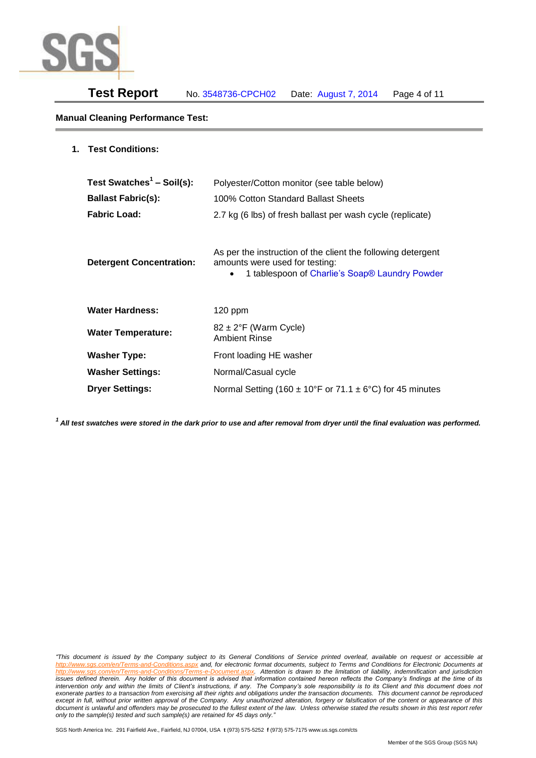## Manual Cleaning Performance Test:

1. **Test Conditions:**

| | |
|---|---|
| **Test Swatches[1] – Soil(s):** | Polyester/Cotton monitor (see table below) |
| **Ballast Fabric(s):** | 100% Cotton Standard Ballast Sheets |
| **Fabric Load:** | 2.7 kg (6 lbs) of fresh ballast per wash cycle (replicate) |
| **Detergent Concentration:** | As per the instruction of the client the following detergent amounts were used for testing:<br>• 1 tablespoon of Charlie's Soap® Laundry Powder |
| **Water Hardness:** | 120 ppm |
| **Water Temperature:** | 82 ± 2°F (Warm Cycle)<br>Ambient Rinse |
| **Washer Type:** | Front loading HE washer |
| **Washer Settings:** | Normal/Casual cycle |
| **Dryer Settings:** | Normal Setting (160 ± 10°F or 71.1 ± 6°C) for 45 minutes |

[1] ***All test swatches were stored in the dark prior to use and after removal from dryer until the final evaluation was performed.***

*"This document is issued by the Company subject to its General Conditions of Service printed overleaf, available on request or accessible at http://www.sgs.com/en/Terms-and-Conditions.aspx and, for electronic format documents, subject to Terms and Conditions for Electronic Documents at http://www.sgs.com/en/Terms-and-Conditions/Terms-e-Document.aspx. Attention is drawn to the limitation of liability, indemnification and jurisdiction issues defined therein. Any holder of this document is advised that information contained hereon reflects the Company's findings at the time of its intervention only and within the limits of Client's instructions, if any. The Company's sole responsibility is to its Client and this document does not exonerate parties to a transaction from exercising all their rights and obligations under the transaction documents. This document cannot be reproduced except in full, without prior written approval of the Company. Any unauthorized alteration, forgery or falsification of the content or appearance of this document is unlawful and offenders may be prosecuted to the fullest extent of the law. Unless otherwise stated the results shown in this test report refer only to the sample(s) tested and such sample(s) are retained for 45 days only."*

SGS North America Inc. 291 Fairfield Ave., Fairfield, NJ 07004, USA **t** (973) 575-5252 **f** (973) 575-7175 www.us.sgs.com/cts

Member of the SGS Group (SGS NA)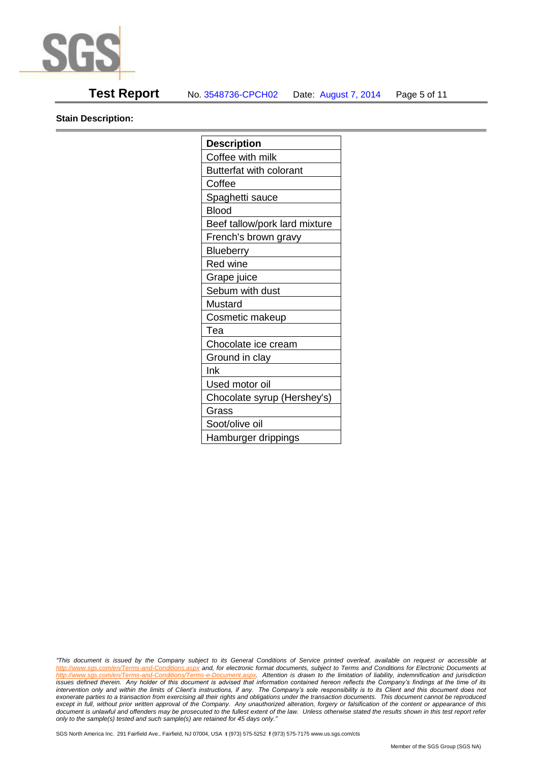**Stain Description:**

| Description |
|---|
| Coffee with milk |
| Butterfat with colorant |
| Coffee |
| Spaghetti sauce |
| Blood |
| Beef tallow/pork lard mixture |
| French's brown gravy |
| Blueberry |
| Red wine |
| Grape juice |
| Sebum with dust |
| Mustard |
| Cosmetic makeup |
| Tea |
| Chocolate ice cream |
| Ground in clay |
| Ink |
| Used motor oil |
| Chocolate syrup (Hershey's) |
| Grass |
| Soot/olive oil |
| Hamburger drippings |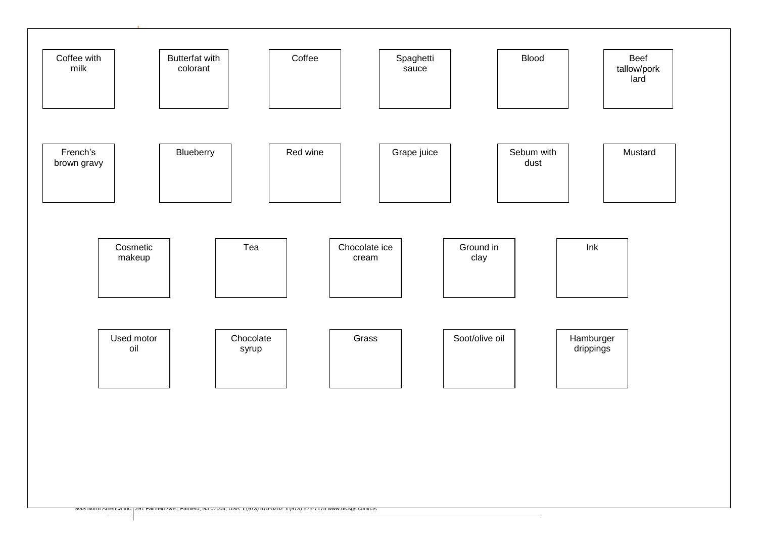| Coffee with milk | Butterfat with colorant | Coffee | Spaghetti sauce | Blood | Beef tallow/pork lard |
|---|---|---|---|---|---|
| French's brown gravy | Blueberry | Red wine | Grape juice | Sebum with dust | Mustard |

| Cosmetic makeup | Tea | Chocolate ice cream | Ground in clay | Ink |
|---|---|---|---|---|
| Used motor oil | Chocolate syrup | Grass | Soot/olive oil | Hamburger drippings |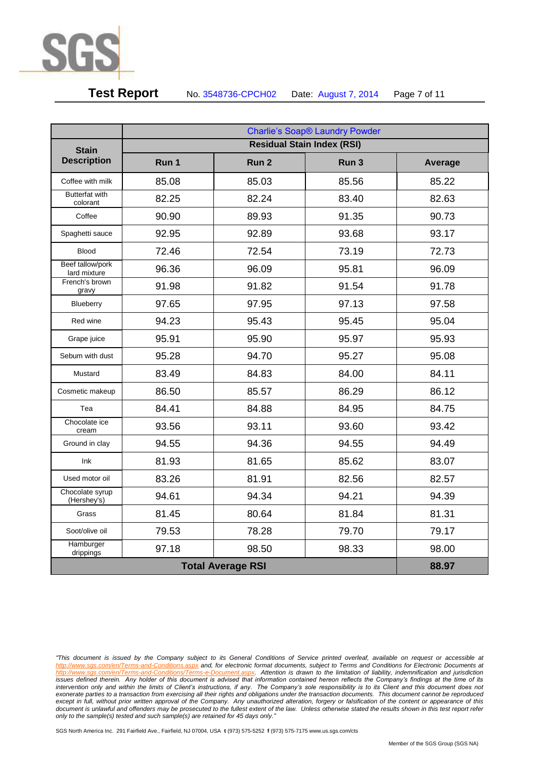| Stain Description | Charlie's Soap® Laundry Powder | | | |
|---|---|---|---|---|
| | Residual Stain Index (RSI) | | | |
| | Run 1 | Run 2 | Run 3 | Average |
| Coffee with milk | 85.08 | 85.03 | 85.56 | 85.22 |
| Butterfat with colorant | 82.25 | 82.24 | 83.40 | 82.63 |
| Coffee | 90.90 | 89.93 | 91.35 | 90.73 |
| Spaghetti sauce | 92.95 | 92.89 | 93.68 | 93.17 |
| Blood | 72.46 | 72.54 | 73.19 | 72.73 |
| Beef tallow/pork lard mixture | 96.36 | 96.09 | 95.81 | 96.09 |
| French's brown gravy | 91.98 | 91.82 | 91.54 | 91.78 |
| Blueberry | 97.65 | 97.95 | 97.13 | 97.58 |
| Red wine | 94.23 | 95.43 | 95.45 | 95.04 |
| Grape juice | 95.91 | 95.90 | 95.97 | 95.93 |
| Sebum with dust | 95.28 | 94.70 | 95.27 | 95.08 |
| Mustard | 83.49 | 84.83 | 84.00 | 84.11 |
| Cosmetic makeup | 86.50 | 85.57 | 86.29 | 86.12 |
| Tea | 84.41 | 84.88 | 84.95 | 84.75 |
| Chocolate ice cream | 93.56 | 93.11 | 93.60 | 93.42 |
| Ground in clay | 94.55 | 94.36 | 94.55 | 94.49 |
| Ink | 81.93 | 81.65 | 85.62 | 83.07 |
| Used motor oil | 83.26 | 81.91 | 82.56 | 82.57 |
| Chocolate syrup (Hershey's) | 94.61 | 94.34 | 94.21 | 94.39 |
| Grass | 81.45 | 80.64 | 81.84 | 81.31 |
| Soot/olive oil | 79.53 | 78.28 | 79.70 | 79.17 |
| Hamburger drippings | 97.18 | 98.50 | 98.33 | 98.00 |
| **Total Average RSI** | | | | **88.97** |

*"This document is issued by the Company subject to its General Conditions of Service printed overleaf, available on request or accessible at http://www.sgs.com/en/Terms-and-Conditions.aspx and, for electronic format documents, subject to Terms and Conditions for Electronic Documents at http://www.sgs.com/en/Terms-and-Conditions/Terms-e-Document.aspx. Attention is drawn to the limitation of liability, indemnification and jurisdiction issues defined therein. Any holder of this document is advised that information contained hereon reflects the Company's findings at the time of its intervention only and within the limits of Client's instructions, if any. The Company's sole responsibility is to its Client and this document does not exonerate parties to a transaction from exercising all their rights and obligations under the transaction documents. This document cannot be reproduced except in full, without prior written approval of the Company. Any unauthorized alteration, forgery or falsification of the content or appearance of this document is unlawful and offenders may be prosecuted to the fullest extent of the law. Unless otherwise stated the results shown in this test report refer only to the sample(s) tested and such sample(s) are retained for 45 days only."*

SGS North America Inc. 291 Fairfield Ave., Fairfield, NJ 07004, USA **t** (973) 575-5252 **f** (973) 575-7175 www.us.sgs.com/cts

Member of the SGS Group (SGS NA)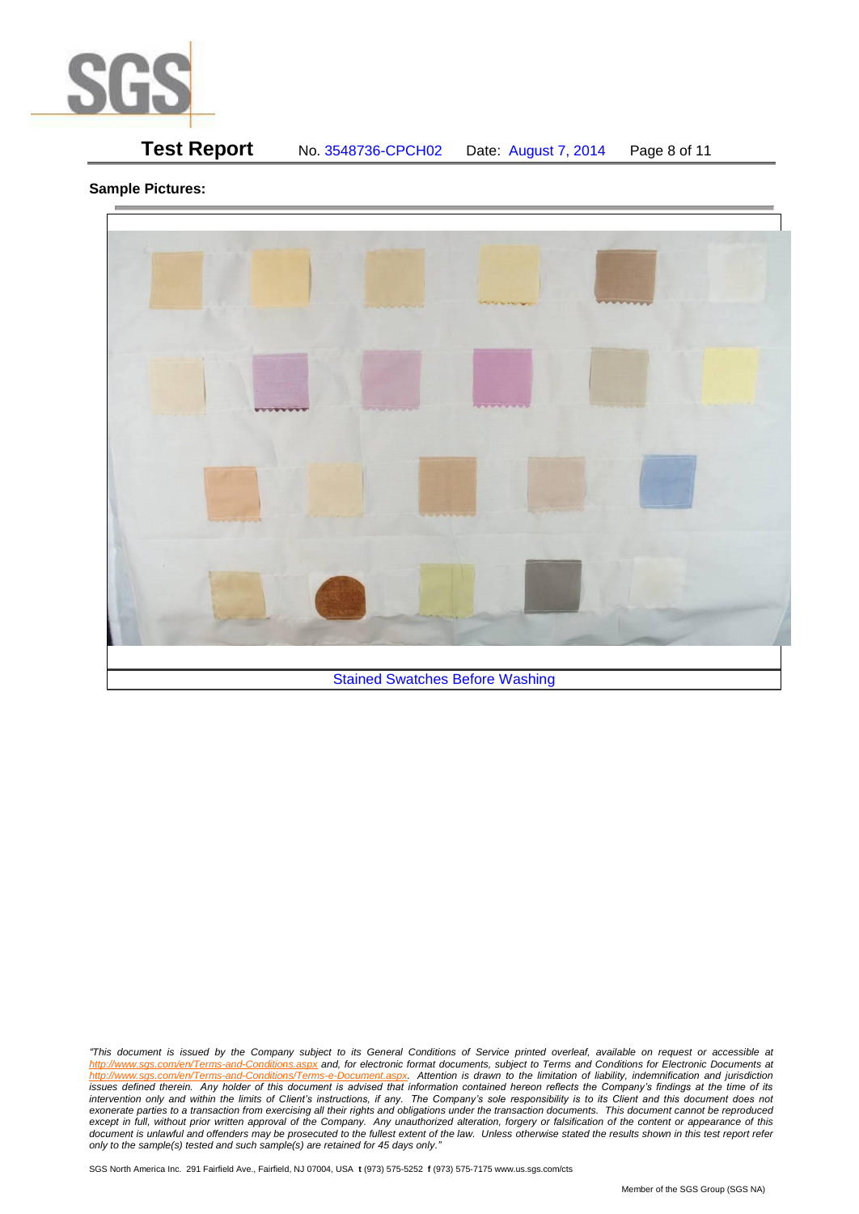**Sample Pictures:**

Stained Swatches Before Washing

*"This document is issued by the Company subject to its General Conditions of Service printed overleaf, available on request or accessible at http://www.sgs.com/en/Terms-and-Conditions.aspx and, for electronic format documents, subject to Terms and Conditions for Electronic Documents at http://www.sgs.com/en/Terms-and-Conditions/Terms-e-Document.aspx. Attention is drawn to the limitation of liability, indemnification and jurisdiction issues defined therein. Any holder of this document is advised that information contained hereon reflects the Company's findings at the time of its intervention only and within the limits of Client's instructions, if any. The Company's sole responsibility is to its Client and this document does not exonerate parties to a transaction from exercising all their rights and obligations under the transaction documents. This document cannot be reproduced except in full, without prior written approval of the Company. Any unauthorized alteration, forgery or falsification of the content or appearance of this document is unlawful and offenders may be prosecuted to the fullest extent of the law. Unless otherwise stated the results shown in this test report refer only to the sample(s) tested and such sample(s) are retained for 45 days only."*

SGS North America Inc. 291 Fairfield Ave., Fairfield, NJ 07004, USA **t** (973) 575-5252 **f** (973) 575-7175 www.us.sgs.com/cts

Member of the SGS Group (SGS NA)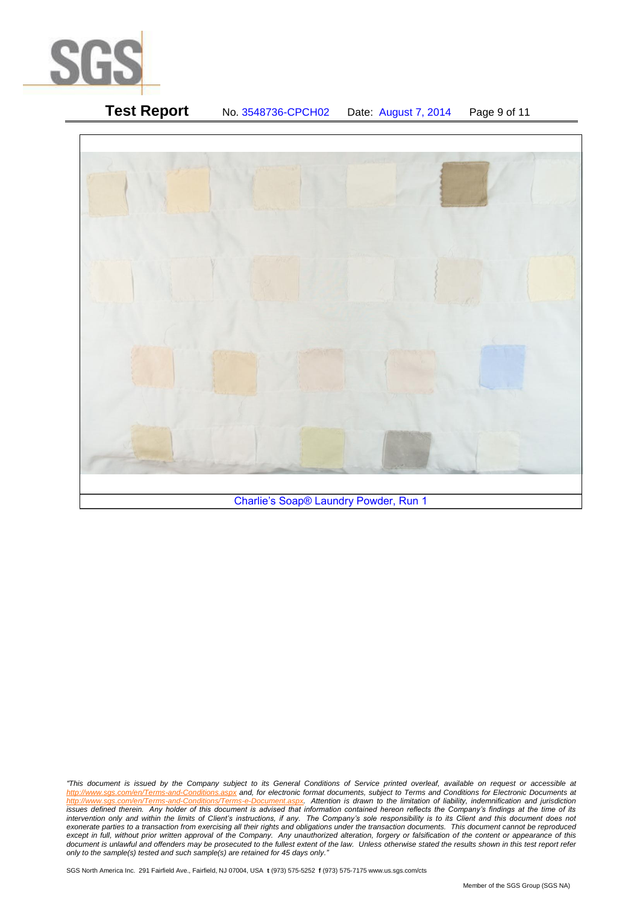Charlie's Soap® Laundry Powder, Run 1

*"This document is issued by the Company subject to its General Conditions of Service printed overleaf, available on request or accessible at http://www.sgs.com/en/Terms-and-Conditions.aspx and, for electronic format documents, subject to Terms and Conditions for Electronic Documents at http://www.sgs.com/en/Terms-and-Conditions/Terms-e-Document.aspx. Attention is drawn to the limitation of liability, indemnification and jurisdiction issues defined therein. Any holder of this document is advised that information contained hereon reflects the Company's findings at the time of its intervention only and within the limits of Client's instructions, if any. The Company's sole responsibility is to its Client and this document does not exonerate parties to a transaction from exercising all their rights and obligations under the transaction documents. This document cannot be reproduced except in full, without prior written approval of the Company. Any unauthorized alteration, forgery or falsification of the content or appearance of this document is unlawful and offenders may be prosecuted to the fullest extent of the law. Unless otherwise stated the results shown in this test report refer only to the sample(s) tested and such sample(s) are retained for 45 days only."*

SGS North America Inc. 291 Fairfield Ave., Fairfield, NJ 07004, USA **t** (973) 575-5252 **f** (973) 575-7175 www.us.sgs.com/cts

Member of the SGS Group (SGS NA)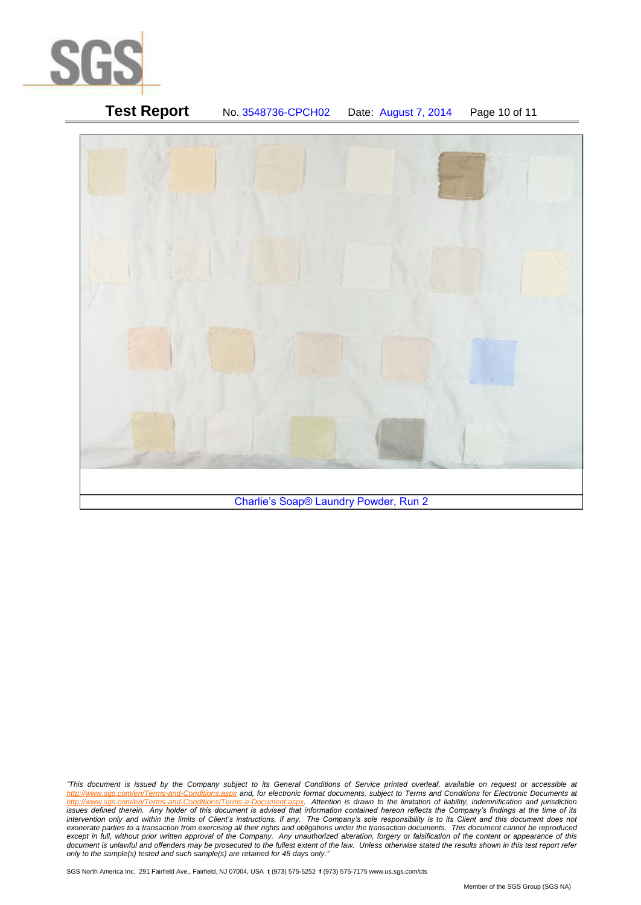Charlie's Soap® Laundry Powder, Run 2

*"This document is issued by the Company subject to its General Conditions of Service printed overleaf, available on request or accessible at http://www.sgs.com/en/Terms-and-Conditions.aspx and, for electronic format documents, subject to Terms and Conditions for Electronic Documents at http://www.sgs.com/en/Terms-and-Conditions/Terms-e-Document.aspx. Attention is drawn to the limitation of liability, indemnification and jurisdiction issues defined therein. Any holder of this document is advised that information contained hereon reflects the Company's findings at the time of its intervention only and within the limits of Client's instructions, if any. The Company's sole responsibility is to its Client and this document does not exonerate parties to a transaction from exercising all their rights and obligations under the transaction documents. This document cannot be reproduced except in full, without prior written approval of the Company. Any unauthorized alteration, forgery or falsification of the content or appearance of this document is unlawful and offenders may be prosecuted to the fullest extent of the law. Unless otherwise stated the results shown in this test report refer only to the sample(s) tested and such sample(s) are retained for 45 days only."*

SGS North America Inc. 291 Fairfield Ave., Fairfield, NJ 07004, USA **t** (973) 575-5252 **f** (973) 575-7175 www.us.sgs.com/cts

Member of the SGS Group (SGS NA)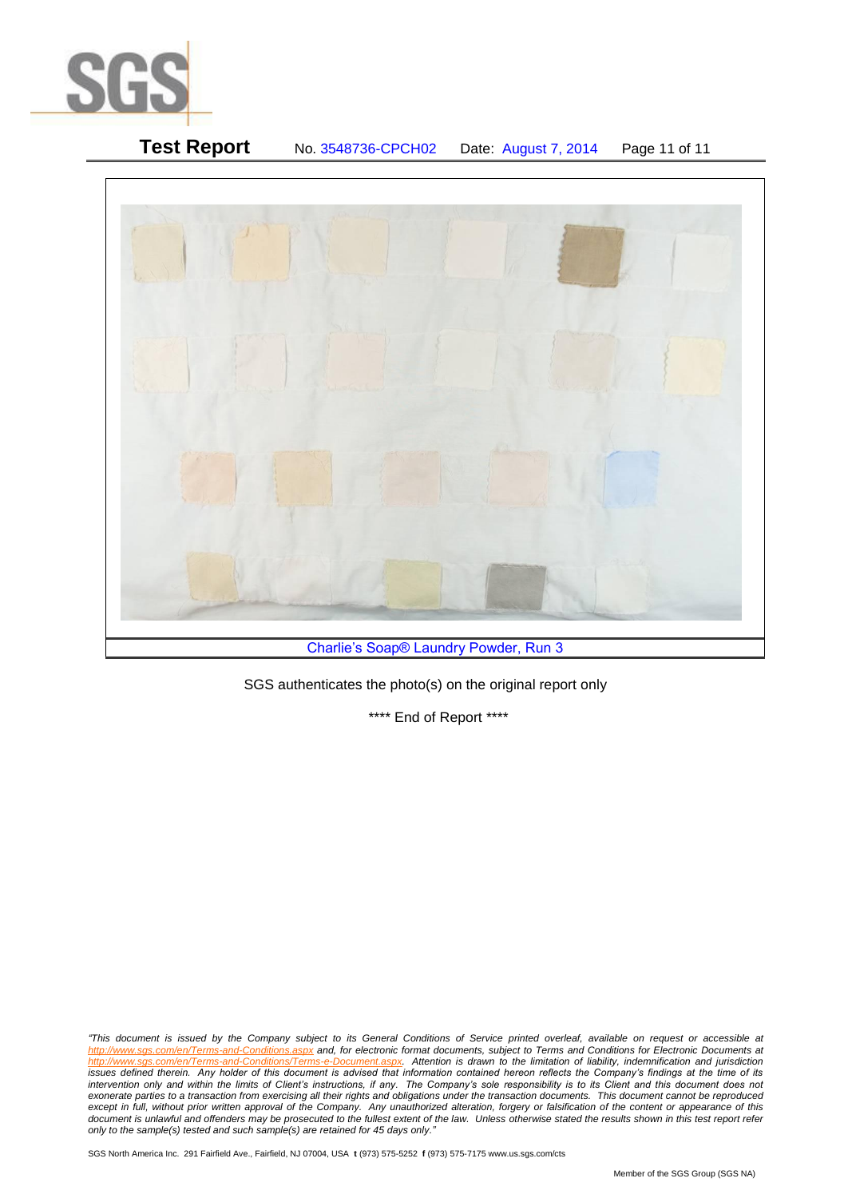Charlie's Soap® Laundry Powder, Run 3

SGS authenticates the photo(s) on the original report only

**** End of Report ****

*"This document is issued by the Company subject to its General Conditions of Service printed overleaf, available on request or accessible at http://www.sgs.com/en/Terms-and-Conditions.aspx and, for electronic format documents, subject to Terms and Conditions for Electronic Documents at http://www.sgs.com/en/Terms-and-Conditions/Terms-e-Document.aspx. Attention is drawn to the limitation of liability, indemnification and jurisdiction issues defined therein. Any holder of this document is advised that information contained hereon reflects the Company's findings at the time of its intervention only and within the limits of Client's instructions, if any. The Company's sole responsibility is to its Client and this document does not exonerate parties to a transaction from exercising all their rights and obligations under the transaction documents. This document cannot be reproduced except in full, without prior written approval of the Company. Any unauthorized alteration, forgery or falsification of the content or appearance of this document is unlawful and offenders may be prosecuted to the fullest extent of the law. Unless otherwise stated the results shown in this test report refer only to the sample(s) tested and such sample(s) are retained for 45 days only."*

SGS North America Inc. 291 Fairfield Ave., Fairfield, NJ 07004, USA **t** (973) 575-5252 **f** (973) 575-7175 www.us.sgs.com/cts

Member of the SGS Group (SGS NA)